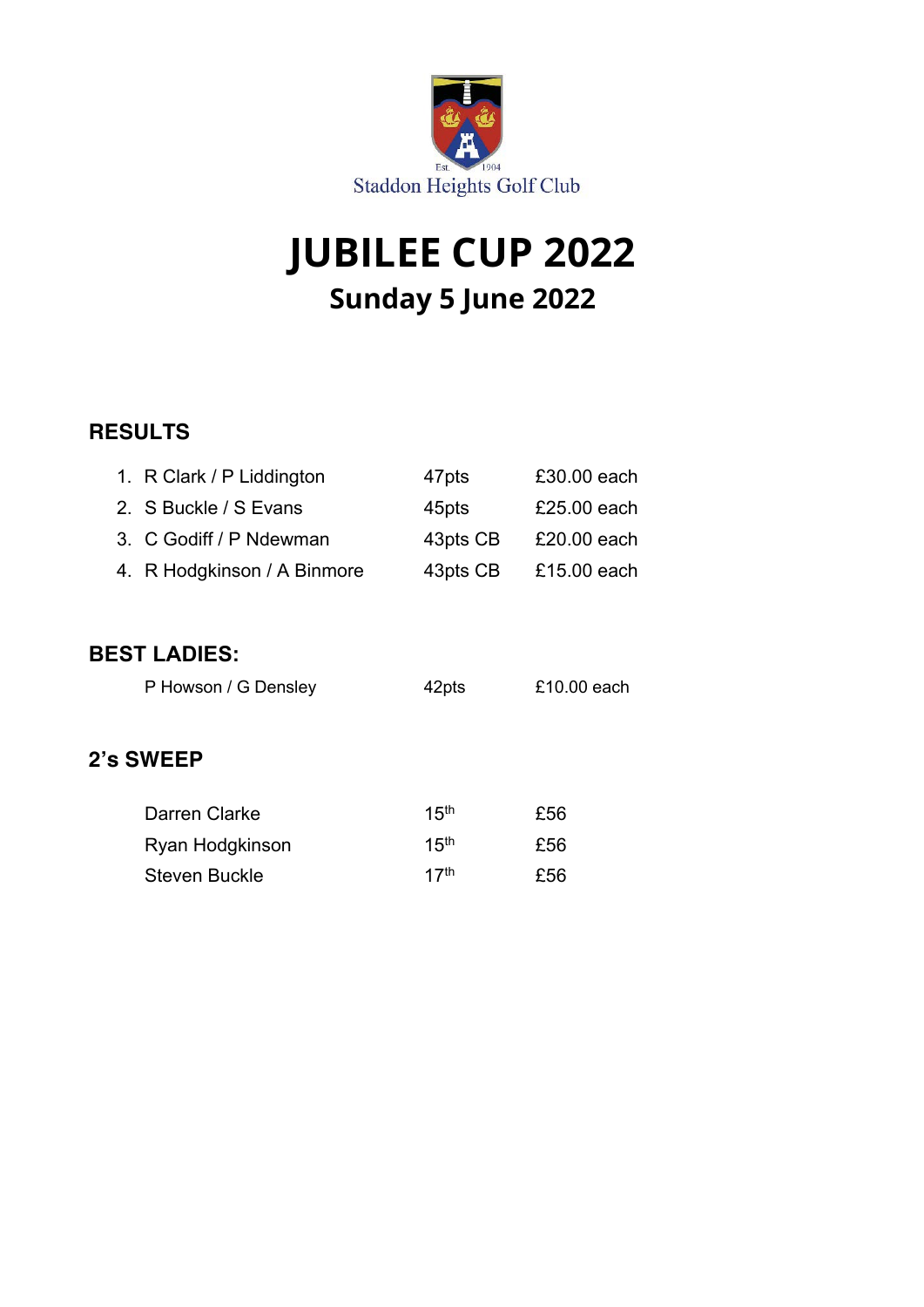Staddon Heights Golf Club

# JUBILEE CUP 2022

## Sunday 5 June 2022

### RESULTS

| | | |
|---|---|---|
| 1. R Clark / P Liddington | 47pts | £30.00 each |
| 2. S Buckle / S Evans | 45pts | £25.00 each |
| 3. C Godiff / P Ndewman | 43pts CB | £20.00 each |
| 4. R Hodgkinson / A Binmore | 43pts CB | £15.00 each |

### BEST LADIES:

| | | |
|---|---|---|
| P Howson / G Densley | 42pts | £10.00 each |

### 2's SWEEP

| | | |
|---|---|---|
| Darren Clarke | 15th | £56 |
| Ryan Hodgkinson | 15th | £56 |
| Steven Buckle | 17th | £56 |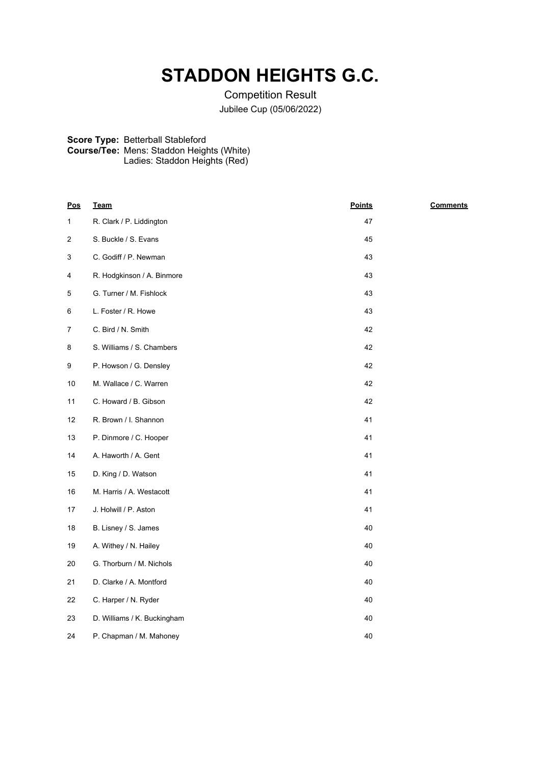# STADDON HEIGHTS G.C.

Competition Result

Jubilee Cup (05/06/2022)

**Score Type:** Betterball Stableford
**Course/Tee:** Mens: Staddon Heights (White)
Ladies: Staddon Heights (Red)

| Pos | Team | Points | Comments |
|---|---|---|---|
| 1 | R. Clark / P. Liddington | 47 | |
| 2 | S. Buckle / S. Evans | 45 | |
| 3 | C. Godiff / P. Newman | 43 | |
| 4 | R. Hodgkinson / A. Binmore | 43 | |
| 5 | G. Turner / M. Fishlock | 43 | |
| 6 | L. Foster / R. Howe | 43 | |
| 7 | C. Bird / N. Smith | 42 | |
| 8 | S. Williams / S. Chambers | 42 | |
| 9 | P. Howson / G. Densley | 42 | |
| 10 | M. Wallace / C. Warren | 42 | |
| 11 | C. Howard / B. Gibson | 42 | |
| 12 | R. Brown / I. Shannon | 41 | |
| 13 | P. Dinmore / C. Hooper | 41 | |
| 14 | A. Haworth / A. Gent | 41 | |
| 15 | D. King / D. Watson | 41 | |
| 16 | M. Harris / A. Westacott | 41 | |
| 17 | J. Holwill / P. Aston | 41 | |
| 18 | B. Lisney / S. James | 40 | |
| 19 | A. Withey / N. Hailey | 40 | |
| 20 | G. Thorburn / M. Nichols | 40 | |
| 21 | D. Clarke / A. Montford | 40 | |
| 22 | C. Harper / N. Ryder | 40 | |
| 23 | D. Williams / K. Buckingham | 40 | |
| 24 | P. Chapman / M. Mahoney | 40 | |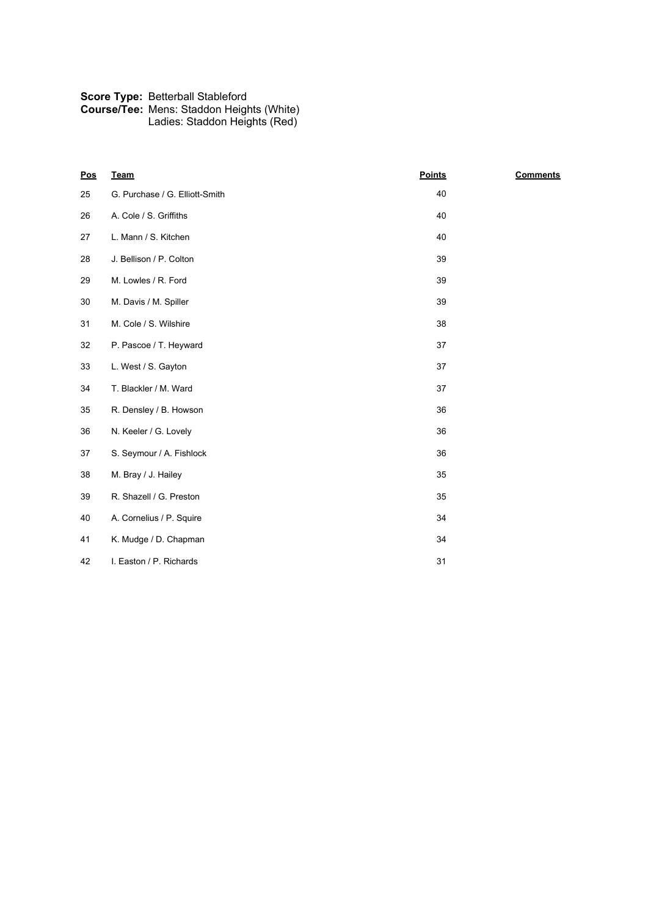**Score Type:** Betterball Stableford
**Course/Tee:** Mens: Staddon Heights (White)
Ladies: Staddon Heights (Red)

| Pos | Team | Points | Comments |
|---|---|---|---|
| 25 | G. Purchase / G. Elliott-Smith | 40 | |
| 26 | A. Cole / S. Griffiths | 40 | |
| 27 | L. Mann / S. Kitchen | 40 | |
| 28 | J. Bellison / P. Colton | 39 | |
| 29 | M. Lowles / R. Ford | 39 | |
| 30 | M. Davis / M. Spiller | 39 | |
| 31 | M. Cole / S. Wilshire | 38 | |
| 32 | P. Pascoe / T. Heyward | 37 | |
| 33 | L. West / S. Gayton | 37 | |
| 34 | T. Blackler / M. Ward | 37 | |
| 35 | R. Densley / B. Howson | 36 | |
| 36 | N. Keeler / G. Lovely | 36 | |
| 37 | S. Seymour / A. Fishlock | 36 | |
| 38 | M. Bray / J. Hailey | 35 | |
| 39 | R. Shazell / G. Preston | 35 | |
| 40 | A. Cornelius / P. Squire | 34 | |
| 41 | K. Mudge / D. Chapman | 34 | |
| 42 | I. Easton / P. Richards | 31 | |